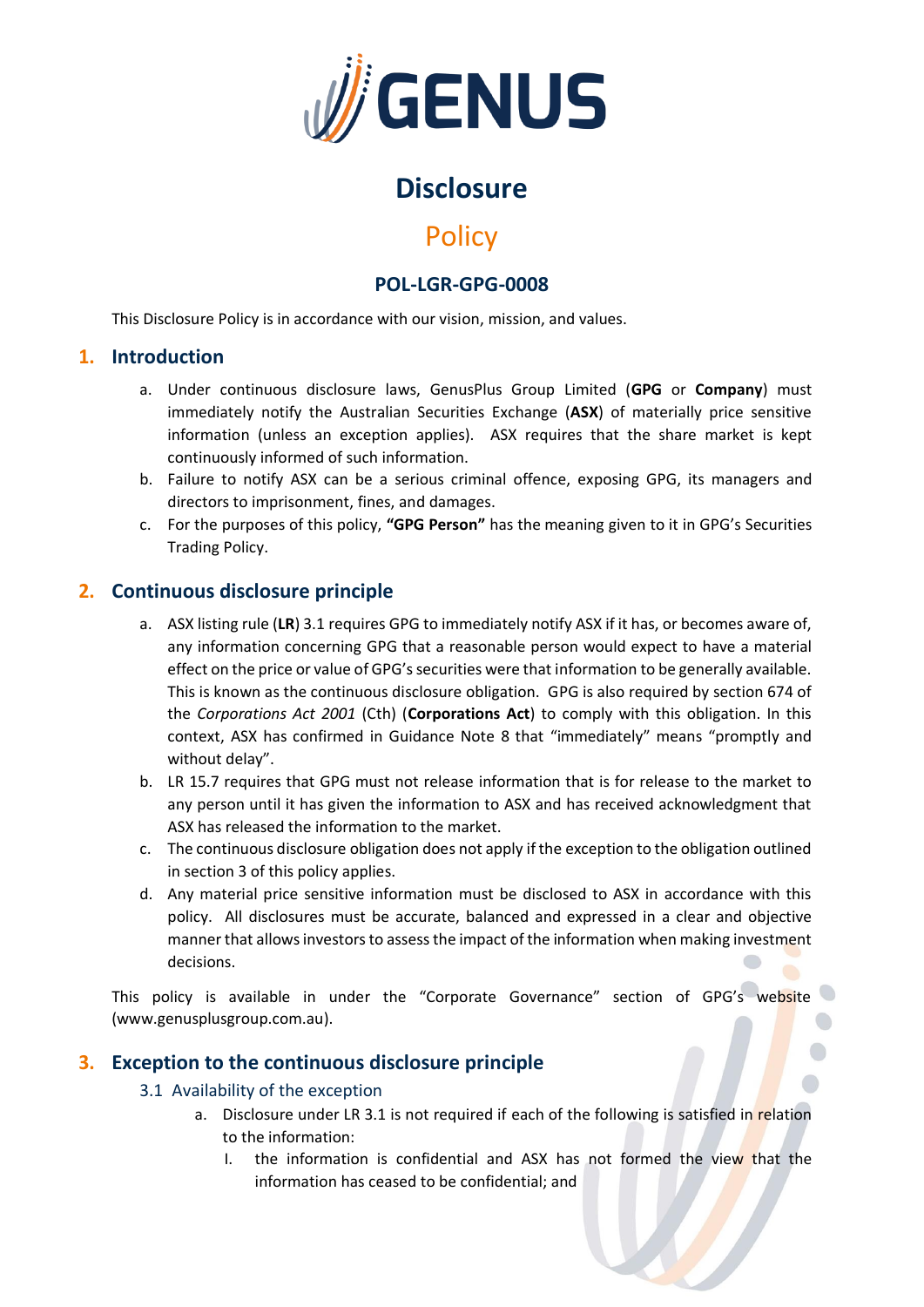# Disclosure

# Policy

## POL-LGR-GPG-0008

This Disclosure Policy is in accordance with our vision, mission, and values.

## 1. Introduction

a. Under continuous disclosure laws, GenusPlus Group Limited (**GPG** or **Company**) must immediately notify the Australian Securities Exchange (**ASX**) of materially price sensitive information (unless an exception applies). ASX requires that the share market is kept continuously informed of such information.

b. Failure to notify ASX can be a serious criminal offence, exposing GPG, its managers and directors to imprisonment, fines, and damages.

c. For the purposes of this policy, **"GPG Person"** has the meaning given to it in GPG's Securities Trading Policy.

## 2. Continuous disclosure principle

a. ASX listing rule (**LR**) 3.1 requires GPG to immediately notify ASX if it has, or becomes aware of, any information concerning GPG that a reasonable person would expect to have a material effect on the price or value of GPG's securities were that information to be generally available. This is known as the continuous disclosure obligation. GPG is also required by section 674 of the *Corporations Act 2001* (Cth) (**Corporations Act**) to comply with this obligation. In this context, ASX has confirmed in Guidance Note 8 that "immediately" means "promptly and without delay".

b. LR 15.7 requires that GPG must not release information that is for release to the market to any person until it has given the information to ASX and has received acknowledgment that ASX has released the information to the market.

c. The continuous disclosure obligation does not apply if the exception to the obligation outlined in section 3 of this policy applies.

d. Any material price sensitive information must be disclosed to ASX in accordance with this policy. All disclosures must be accurate, balanced and expressed in a clear and objective manner that allows investors to assess the impact of the information when making investment decisions.

This policy is available in under the "Corporate Governance" section of GPG's website (www.genusplusgroup.com.au).

## 3. Exception to the continuous disclosure principle

### 3.1 Availability of the exception

a. Disclosure under LR 3.1 is not required if each of the following is satisfied in relation to the information:

I. the information is confidential and ASX has not formed the view that the information has ceased to be confidential; and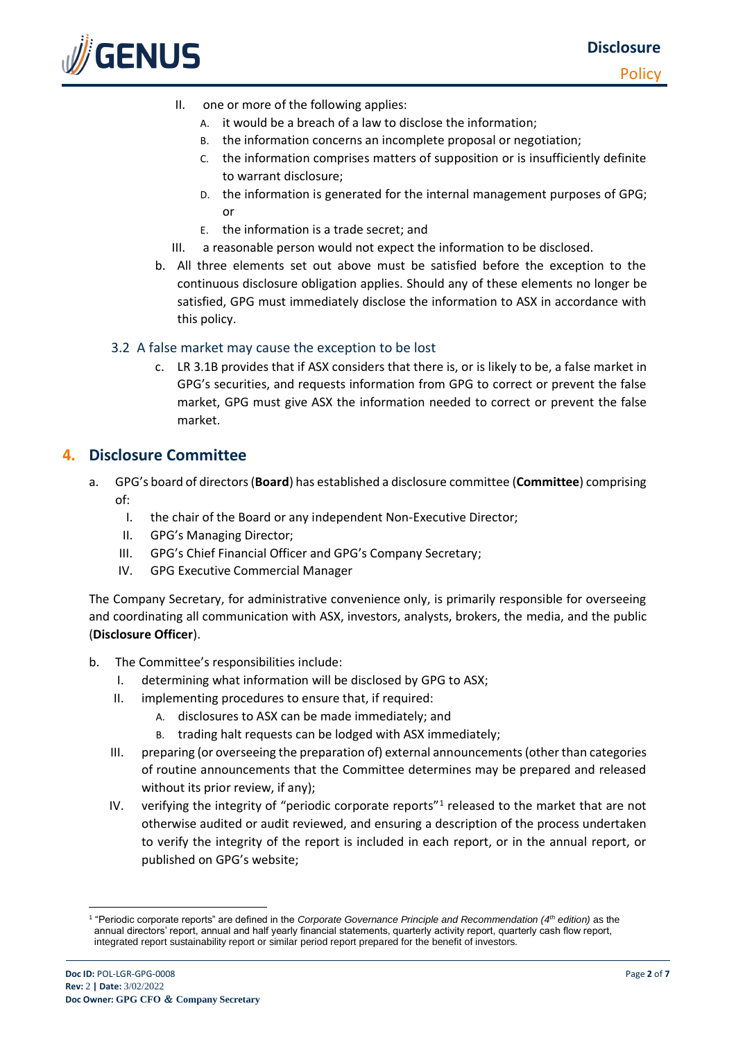II. one or more of the following applies:
   - A. it would be a breach of a law to disclose the information;
   - B. the information concerns an incomplete proposal or negotiation;
   - C. the information comprises matters of supposition or is insufficiently definite to warrant disclosure;
   - D. the information is generated for the internal management purposes of GPG; or
   - E. the information is a trade secret; and

III. a reasonable person would not expect the information to be disclosed.

b. All three elements set out above must be satisfied before the exception to the continuous disclosure obligation applies. Should any of these elements no longer be satisfied, GPG must immediately disclose the information to ASX in accordance with this policy.

### 3.2 A false market may cause the exception to be lost

c. LR 3.1B provides that if ASX considers that there is, or is likely to be, a false market in GPG's securities, and requests information from GPG to correct or prevent the false market, GPG must give ASX the information needed to correct or prevent the false market.

## 4. Disclosure Committee

a. GPG's board of directors (**Board**) has established a disclosure committee (**Committee**) comprising of:
   - I. the chair of the Board or any independent Non-Executive Director;
   - II. GPG's Managing Director;
   - III. GPG's Chief Financial Officer and GPG's Company Secretary;
   - IV. GPG Executive Commercial Manager

The Company Secretary, for administrative convenience only, is primarily responsible for overseeing and coordinating all communication with ASX, investors, analysts, brokers, the media, and the public (**Disclosure Officer**).

b. The Committee's responsibilities include:
   - I. determining what information will be disclosed by GPG to ASX;
   - II. implementing procedures to ensure that, if required:
     - A. disclosures to ASX can be made immediately; and
     - B. trading halt requests can be lodged with ASX immediately;
   - III. preparing (or overseeing the preparation of) external announcements (other than categories of routine announcements that the Committee determines may be prepared and released without its prior review, if any);
   - IV. verifying the integrity of "periodic corporate reports"[1] released to the market that are not otherwise audited or audit reviewed, and ensuring a description of the process undertaken to verify the integrity of the report is included in each report, or in the annual report, or published on GPG's website;

[1] "Periodic corporate reports" are defined in the *Corporate Governance Principle and Recommendation (4th edition)* as the annual directors' report, annual and half yearly financial statements, quarterly activity report, quarterly cash flow report, integrated report sustainability report or similar period report prepared for the benefit of investors.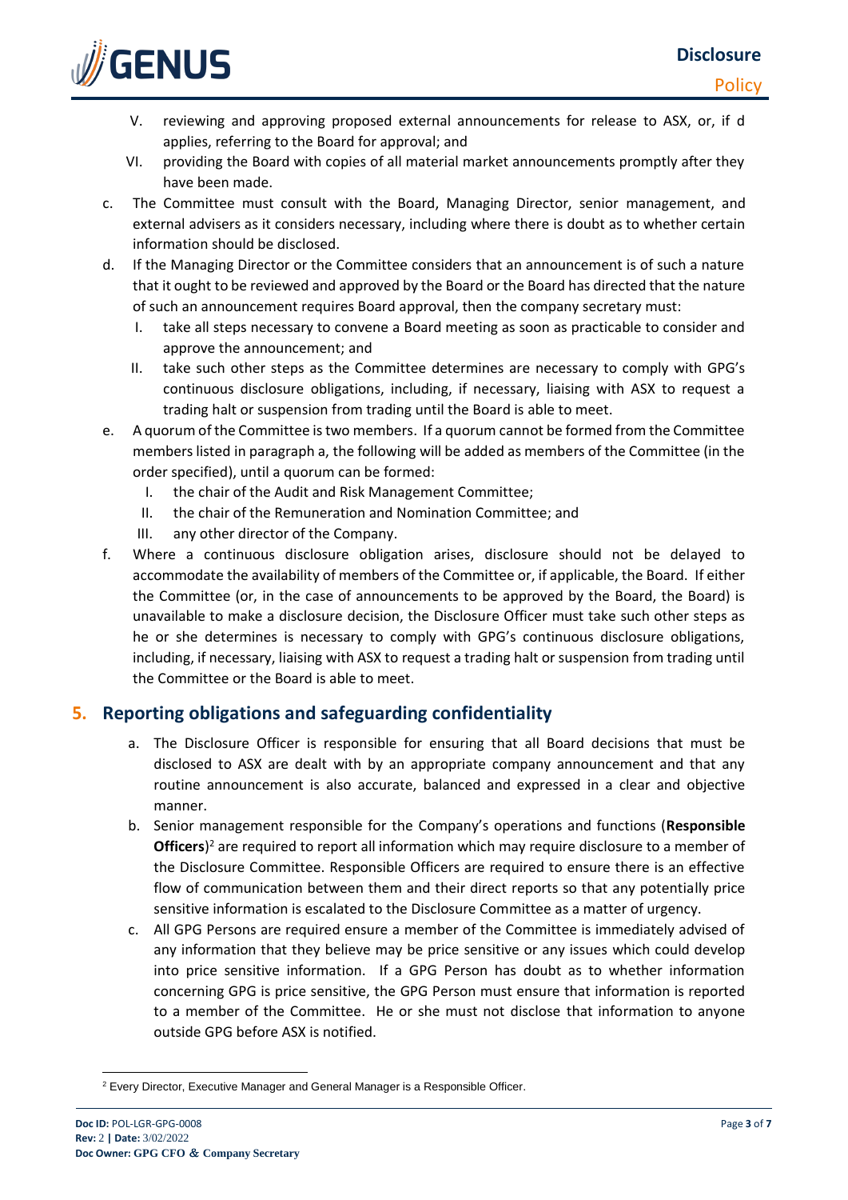V. reviewing and approving proposed external announcements for release to ASX, or, if d applies, referring to the Board for approval; and
   VI. providing the Board with copies of all material market announcements promptly after they have been made.

c. The Committee must consult with the Board, Managing Director, senior management, and external advisers as it considers necessary, including where there is doubt as to whether certain information should be disclosed.

d. If the Managing Director or the Committee considers that an announcement is of such a nature that it ought to be reviewed and approved by the Board or the Board has directed that the nature of such an announcement requires Board approval, then the company secretary must:
   I. take all steps necessary to convene a Board meeting as soon as practicable to consider and approve the announcement; and
   II. take such other steps as the Committee determines are necessary to comply with GPG's continuous disclosure obligations, including, if necessary, liaising with ASX to request a trading halt or suspension from trading until the Board is able to meet.

e. A quorum of the Committee is two members. If a quorum cannot be formed from the Committee members listed in paragraph a, the following will be added as members of the Committee (in the order specified), until a quorum can be formed:
   I. the chair of the Audit and Risk Management Committee;
   II. the chair of the Remuneration and Nomination Committee; and
   III. any other director of the Company.

f. Where a continuous disclosure obligation arises, disclosure should not be delayed to accommodate the availability of members of the Committee or, if applicable, the Board. If either the Committee (or, in the case of announcements to be approved by the Board, the Board) is unavailable to make a disclosure decision, the Disclosure Officer must take such other steps as he or she determines is necessary to comply with GPG's continuous disclosure obligations, including, if necessary, liaising with ASX to request a trading halt or suspension from trading until the Committee or the Board is able to meet.

## 5. Reporting obligations and safeguarding confidentiality

a. The Disclosure Officer is responsible for ensuring that all Board decisions that must be disclosed to ASX are dealt with by an appropriate company announcement and that any routine announcement is also accurate, balanced and expressed in a clear and objective manner.

b. Senior management responsible for the Company's operations and functions (**Responsible Officers**)[2] are required to report all information which may require disclosure to a member of the Disclosure Committee. Responsible Officers are required to ensure there is an effective flow of communication between them and their direct reports so that any potentially price sensitive information is escalated to the Disclosure Committee as a matter of urgency.

c. All GPG Persons are required ensure a member of the Committee is immediately advised of any information that they believe may be price sensitive or any issues which could develop into price sensitive information. If a GPG Person has doubt as to whether information concerning GPG is price sensitive, the GPG Person must ensure that information is reported to a member of the Committee. He or she must not disclose that information to anyone outside GPG before ASX is notified.

[2] Every Director, Executive Manager and General Manager is a Responsible Officer.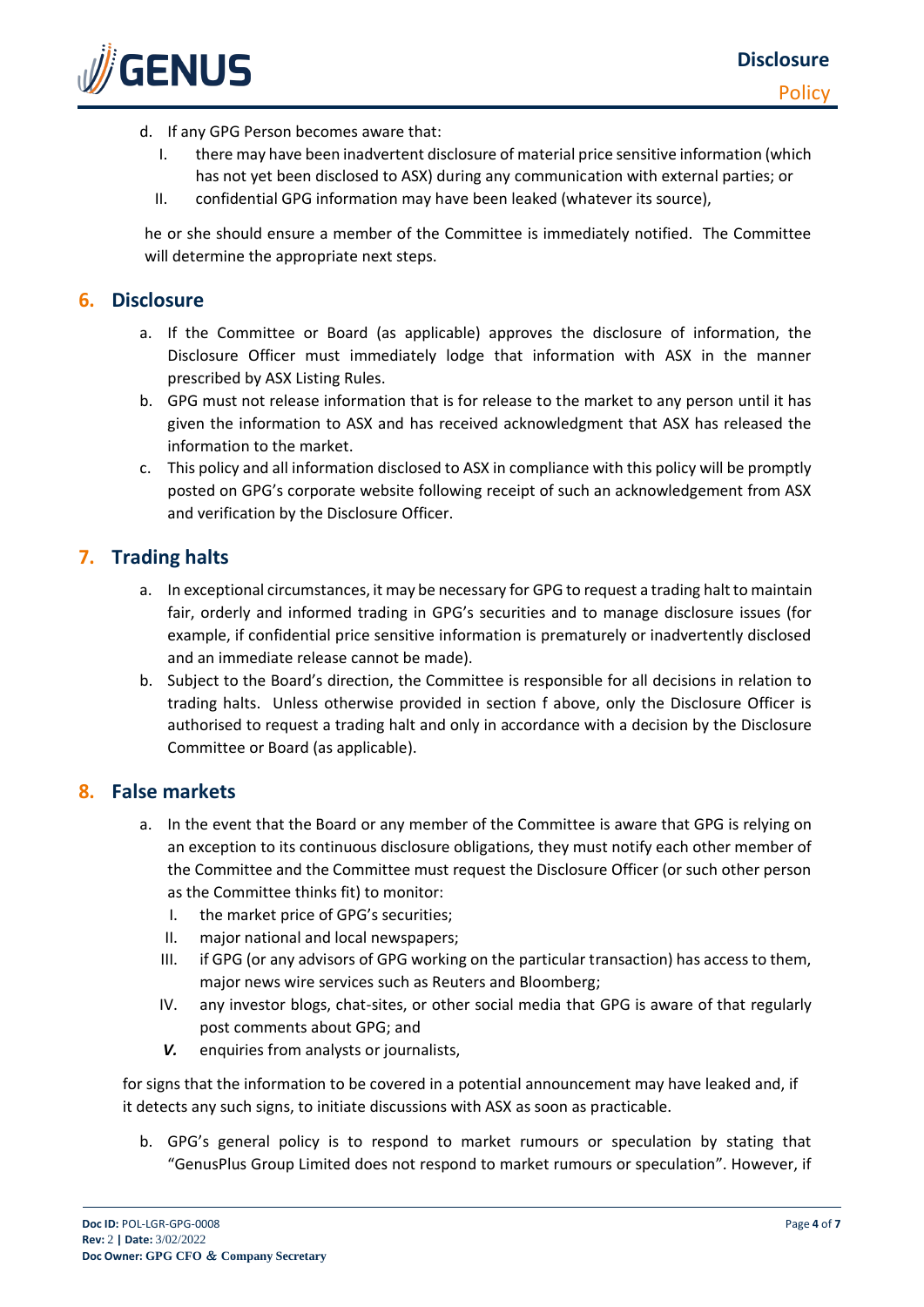d. If any GPG Person becomes aware that:
   I. there may have been inadvertent disclosure of material price sensitive information (which has not yet been disclosed to ASX) during any communication with external parties; or
   II. confidential GPG information may have been leaked (whatever its source),

he or she should ensure a member of the Committee is immediately notified. The Committee will determine the appropriate next steps.

## 6. Disclosure

a. If the Committee or Board (as applicable) approves the disclosure of information, the Disclosure Officer must immediately lodge that information with ASX in the manner prescribed by ASX Listing Rules.
b. GPG must not release information that is for release to the market to any person until it has given the information to ASX and has received acknowledgment that ASX has released the information to the market.
c. This policy and all information disclosed to ASX in compliance with this policy will be promptly posted on GPG's corporate website following receipt of such an acknowledgement from ASX and verification by the Disclosure Officer.

## 7. Trading halts

a. In exceptional circumstances, it may be necessary for GPG to request a trading halt to maintain fair, orderly and informed trading in GPG's securities and to manage disclosure issues (for example, if confidential price sensitive information is prematurely or inadvertently disclosed and an immediate release cannot be made).
b. Subject to the Board's direction, the Committee is responsible for all decisions in relation to trading halts. Unless otherwise provided in section f above, only the Disclosure Officer is authorised to request a trading halt and only in accordance with a decision by the Disclosure Committee or Board (as applicable).

## 8. False markets

a. In the event that the Board or any member of the Committee is aware that GPG is relying on an exception to its continuous disclosure obligations, they must notify each other member of the Committee and the Committee must request the Disclosure Officer (or such other person as the Committee thinks fit) to monitor:
   I. the market price of GPG's securities;
   II. major national and local newspapers;
   III. if GPG (or any advisors of GPG working on the particular transaction) has access to them, major news wire services such as Reuters and Bloomberg;
   IV. any investor blogs, chat-sites, or other social media that GPG is aware of that regularly post comments about GPG; and
   *V.* enquiries from analysts or journalists,

for signs that the information to be covered in a potential announcement may have leaked and, if it detects any such signs, to initiate discussions with ASX as soon as practicable.

b. GPG's general policy is to respond to market rumours or speculation by stating that "GenusPlus Group Limited does not respond to market rumours or speculation". However, if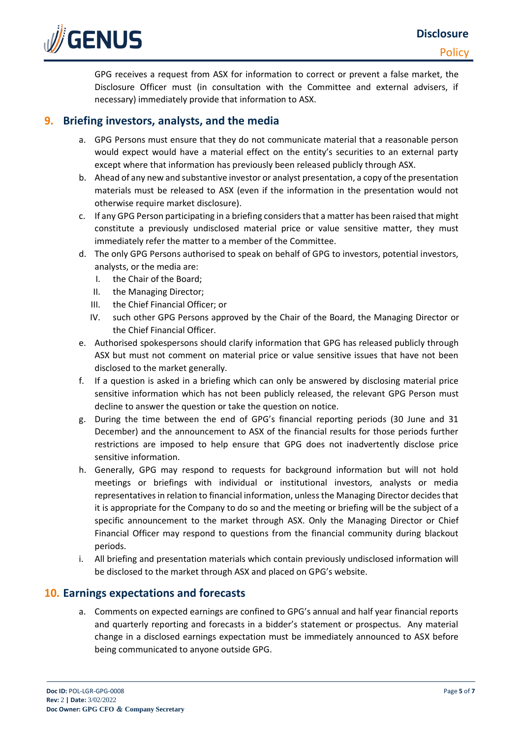GPG receives a request from ASX for information to correct or prevent a false market, the Disclosure Officer must (in consultation with the Committee and external advisers, if necessary) immediately provide that information to ASX.

## 9. Briefing investors, analysts, and the media

a. GPG Persons must ensure that they do not communicate material that a reasonable person would expect would have a material effect on the entity's securities to an external party except where that information has previously been released publicly through ASX.

b. Ahead of any new and substantive investor or analyst presentation, a copy of the presentation materials must be released to ASX (even if the information in the presentation would not otherwise require market disclosure).

c. If any GPG Person participating in a briefing considers that a matter has been raised that might constitute a previously undisclosed material price or value sensitive matter, they must immediately refer the matter to a member of the Committee.

d. The only GPG Persons authorised to speak on behalf of GPG to investors, potential investors, analysts, or the media are:

   I. the Chair of the Board;

   II. the Managing Director;

   III. the Chief Financial Officer; or

   IV. such other GPG Persons approved by the Chair of the Board, the Managing Director or the Chief Financial Officer.

e. Authorised spokespersons should clarify information that GPG has released publicly through ASX but must not comment on material price or value sensitive issues that have not been disclosed to the market generally.

f. If a question is asked in a briefing which can only be answered by disclosing material price sensitive information which has not been publicly released, the relevant GPG Person must decline to answer the question or take the question on notice.

g. During the time between the end of GPG's financial reporting periods (30 June and 31 December) and the announcement to ASX of the financial results for those periods further restrictions are imposed to help ensure that GPG does not inadvertently disclose price sensitive information.

h. Generally, GPG may respond to requests for background information but will not hold meetings or briefings with individual or institutional investors, analysts or media representatives in relation to financial information, unless the Managing Director decides that it is appropriate for the Company to do so and the meeting or briefing will be the subject of a specific announcement to the market through ASX. Only the Managing Director or Chief Financial Officer may respond to questions from the financial community during blackout periods.

i. All briefing and presentation materials which contain previously undisclosed information will be disclosed to the market through ASX and placed on GPG's website.

## 10. Earnings expectations and forecasts

a. Comments on expected earnings are confined to GPG's annual and half year financial reports and quarterly reporting and forecasts in a bidder's statement or prospectus. Any material change in a disclosed earnings expectation must be immediately announced to ASX before being communicated to anyone outside GPG.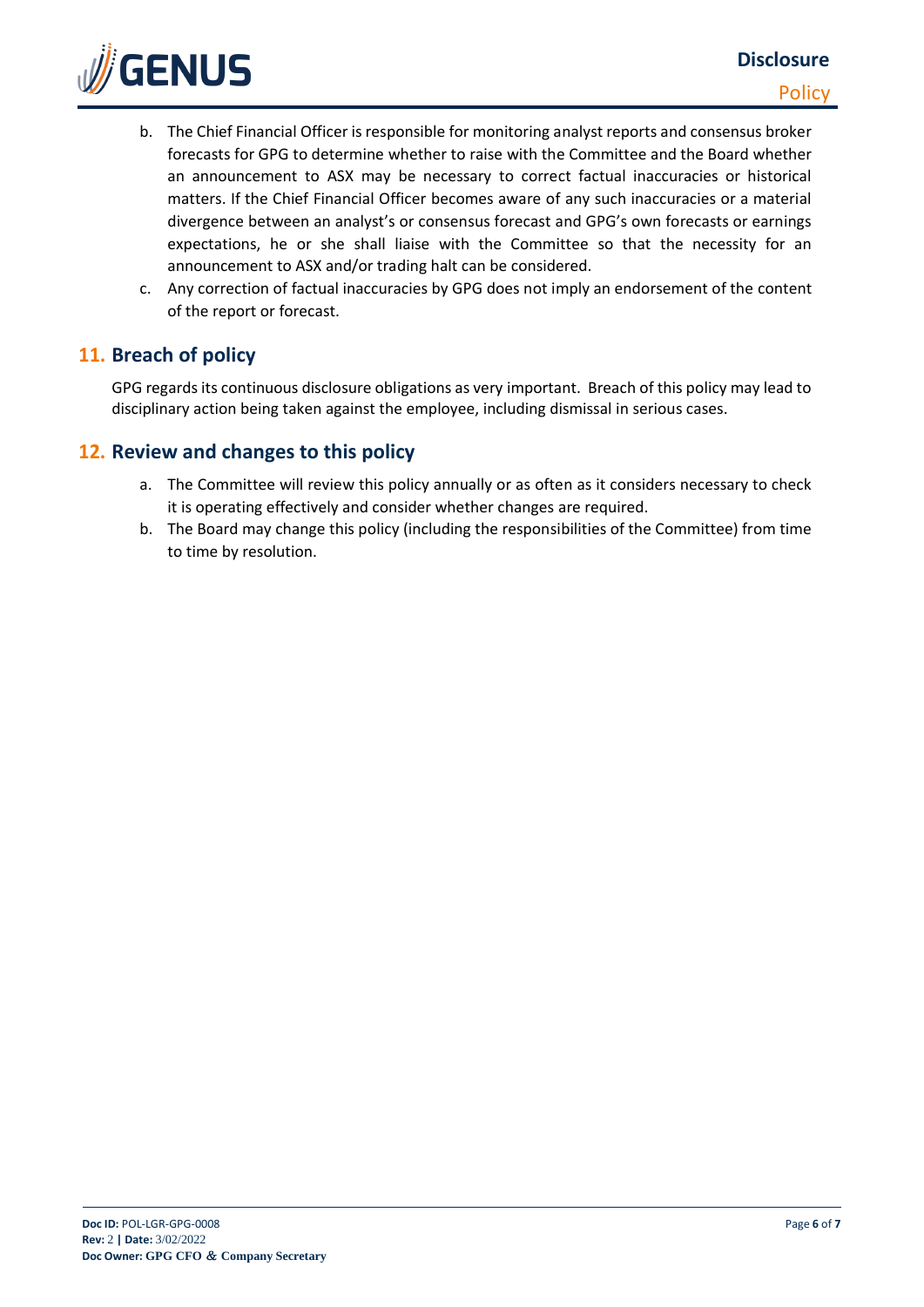b. The Chief Financial Officer is responsible for monitoring analyst reports and consensus broker forecasts for GPG to determine whether to raise with the Committee and the Board whether an announcement to ASX may be necessary to correct factual inaccuracies or historical matters. If the Chief Financial Officer becomes aware of any such inaccuracies or a material divergence between an analyst's or consensus forecast and GPG's own forecasts or earnings expectations, he or she shall liaise with the Committee so that the necessity for an announcement to ASX and/or trading halt can be considered.

c. Any correction of factual inaccuracies by GPG does not imply an endorsement of the content of the report or forecast.

## 11. Breach of policy

GPG regards its continuous disclosure obligations as very important. Breach of this policy may lead to disciplinary action being taken against the employee, including dismissal in serious cases.

## 12. Review and changes to this policy

a. The Committee will review this policy annually or as often as it considers necessary to check it is operating effectively and consider whether changes are required.

b. The Board may change this policy (including the responsibilities of the Committee) from time to time by resolution.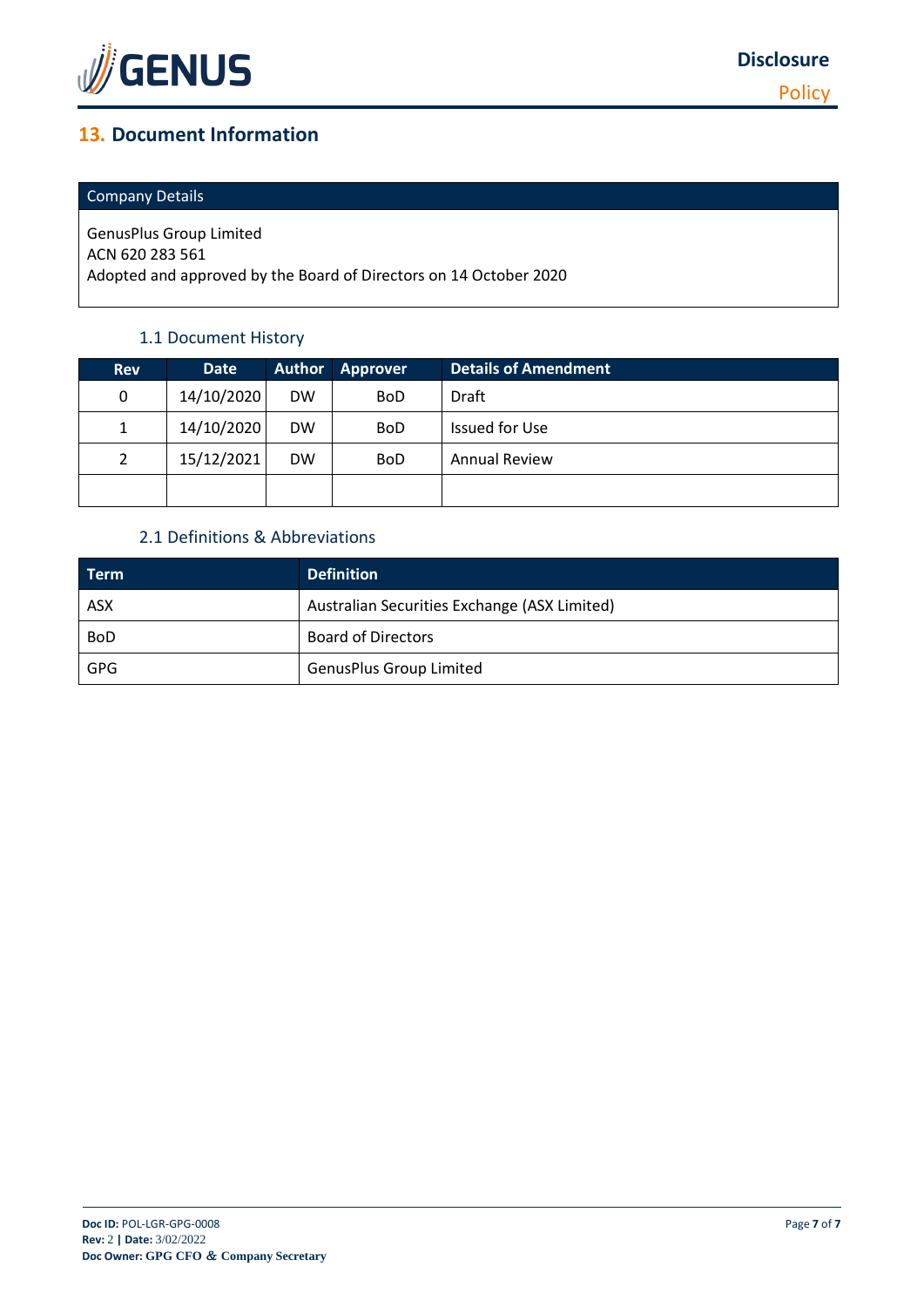## 13. Document Information

| Company Details |
|---|
| GenusPlus Group Limited<br>ACN 620 283 561<br>Adopted and approved by the Board of Directors on 14 October 2020 |

### 1.1 Document History

| Rev | Date | Author | Approver | Details of Amendment |
|---|---|---|---|---|
| 0 | 14/10/2020 | DW | BoD | Draft |
| 1 | 14/10/2020 | DW | BoD | Issued for Use |
| 2 | 15/12/2021 | DW | BoD | Annual Review |
| | | | | |

### 2.1 Definitions & Abbreviations

| Term | Definition |
|---|---|
| ASX | Australian Securities Exchange (ASX Limited) |
| BoD | Board of Directors |
| GPG | GenusPlus Group Limited |

**Doc ID:** POL-LGR-GPG-0008
**Rev:** 2 **| Date:** 3/02/2022
**Doc Owner: GPG CFO & Company Secretary**